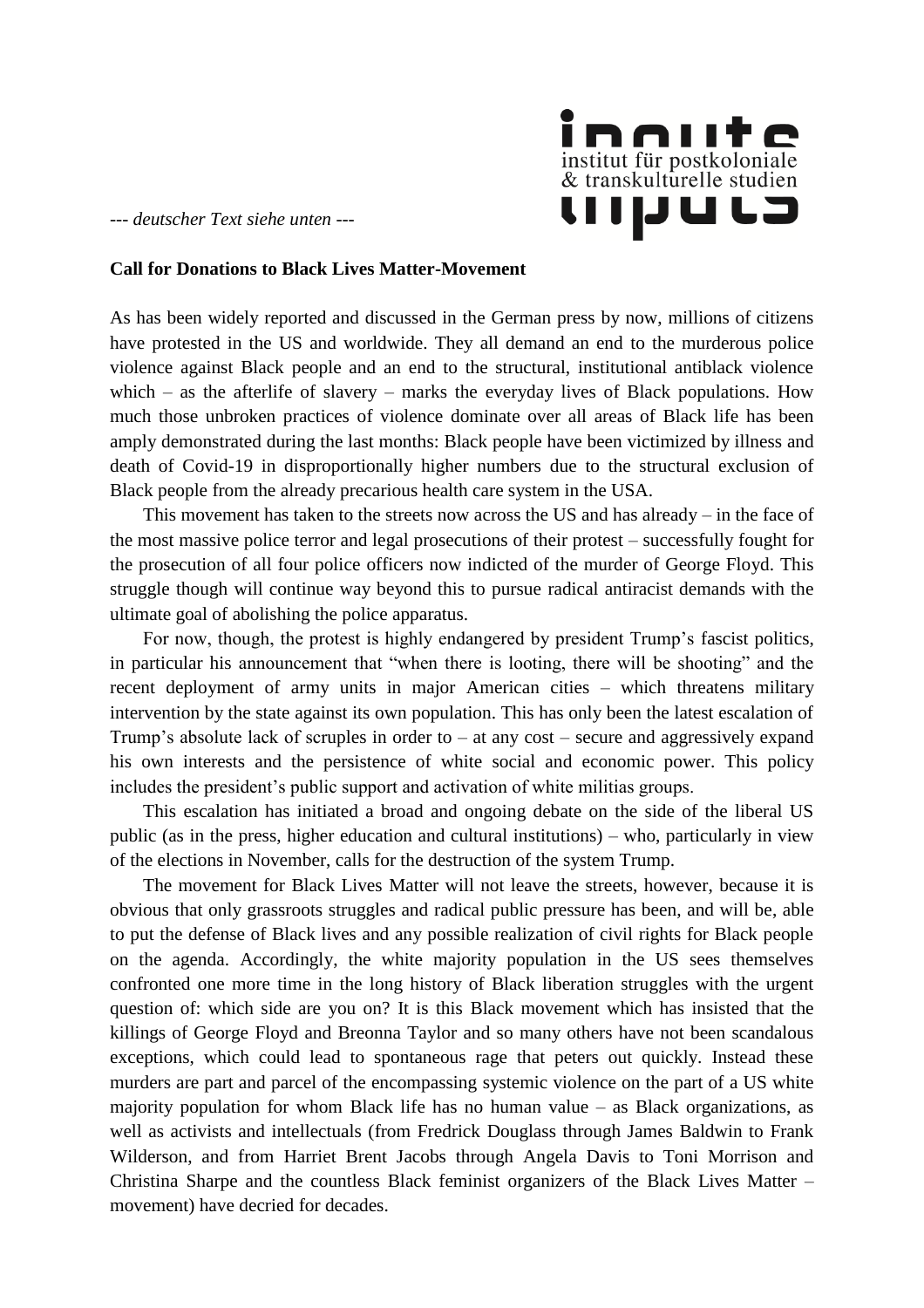innuts
institut für postkoloniale
& transkulturelle studien

*--- deutscher Text siehe unten ---*

**Call for Donations to Black Lives Matter-Movement**

As has been widely reported and discussed in the German press by now, millions of citizens have protested in the US and worldwide. They all demand an end to the murderous police violence against Black people and an end to the structural, institutional antiblack violence which – as the afterlife of slavery – marks the everyday lives of Black populations. How much those unbroken practices of violence dominate over all areas of Black life has been amply demonstrated during the last months: Black people have been victimized by illness and death of Covid-19 in disproportionally higher numbers due to the structural exclusion of Black people from the already precarious health care system in the USA.

This movement has taken to the streets now across the US and has already – in the face of the most massive police terror and legal prosecutions of their protest – successfully fought for the prosecution of all four police officers now indicted of the murder of George Floyd. This struggle though will continue way beyond this to pursue radical antiracist demands with the ultimate goal of abolishing the police apparatus.

For now, though, the protest is highly endangered by president Trump's fascist politics, in particular his announcement that "when there is looting, there will be shooting" and the recent deployment of army units in major American cities – which threatens military intervention by the state against its own population. This has only been the latest escalation of Trump's absolute lack of scruples in order to – at any cost – secure and aggressively expand his own interests and the persistence of white social and economic power. This policy includes the president's public support and activation of white militias groups.

This escalation has initiated a broad and ongoing debate on the side of the liberal US public (as in the press, higher education and cultural institutions) – who, particularly in view of the elections in November, calls for the destruction of the system Trump.

The movement for Black Lives Matter will not leave the streets, however, because it is obvious that only grassroots struggles and radical public pressure has been, and will be, able to put the defense of Black lives and any possible realization of civil rights for Black people on the agenda. Accordingly, the white majority population in the US sees themselves confronted one more time in the long history of Black liberation struggles with the urgent question of: which side are you on? It is this Black movement which has insisted that the killings of George Floyd and Breonna Taylor and so many others have not been scandalous exceptions, which could lead to spontaneous rage that peters out quickly. Instead these murders are part and parcel of the encompassing systemic violence on the part of a US white majority population for whom Black life has no human value – as Black organizations, as well as activists and intellectuals (from Fredrick Douglass through James Baldwin to Frank Wilderson, and from Harriet Brent Jacobs through Angela Davis to Toni Morrison and Christina Sharpe and the countless Black feminist organizers of the Black Lives Matter – movement) have decried for decades.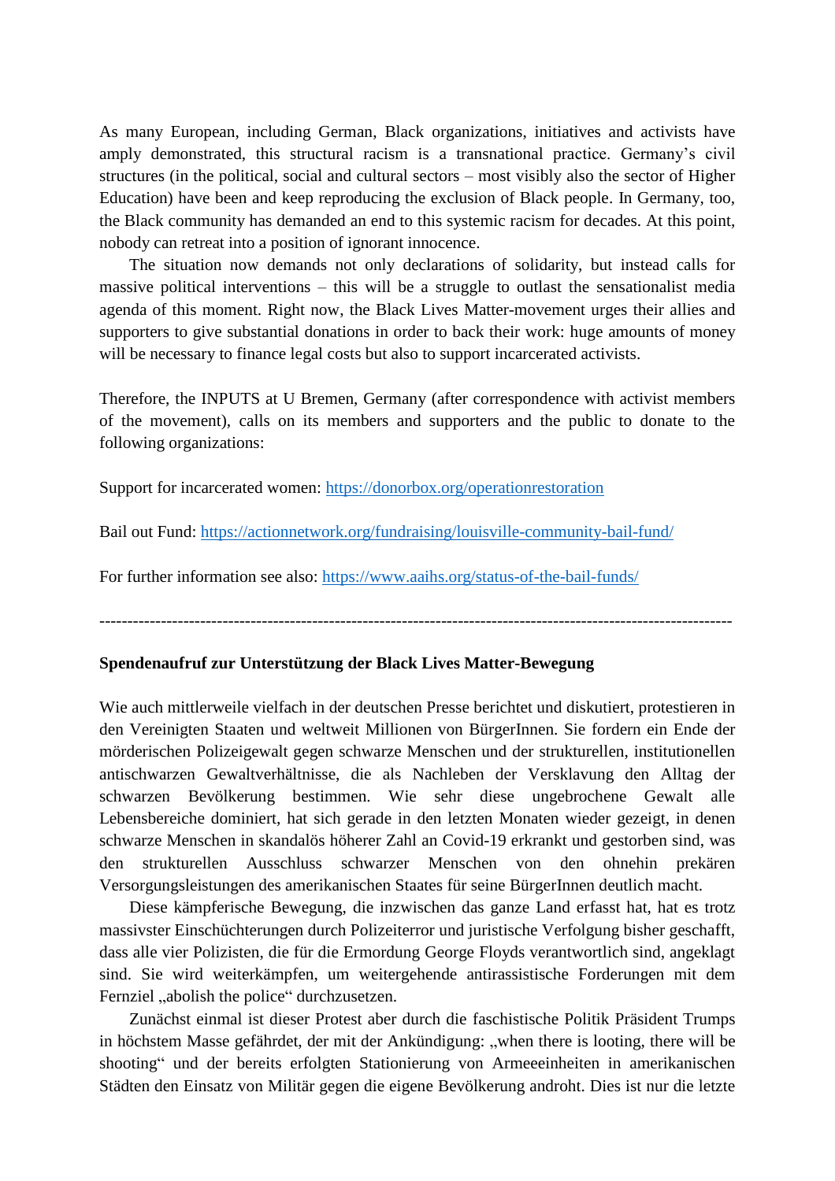As many European, including German, Black organizations, initiatives and activists have amply demonstrated, this structural racism is a transnational practice. Germany's civil structures (in the political, social and cultural sectors – most visibly also the sector of Higher Education) have been and keep reproducing the exclusion of Black people. In Germany, too, the Black community has demanded an end to this systemic racism for decades. At this point, nobody can retreat into a position of ignorant innocence.

The situation now demands not only declarations of solidarity, but instead calls for massive political interventions – this will be a struggle to outlast the sensationalist media agenda of this moment. Right now, the Black Lives Matter-movement urges their allies and supporters to give substantial donations in order to back their work: huge amounts of money will be necessary to finance legal costs but also to support incarcerated activists.

Therefore, the INPUTS at U Bremen, Germany (after correspondence with activist members of the movement), calls on its members and supporters and the public to donate to the following organizations:

Support for incarcerated women: [https://donorbox.org/operationrestoration](https://donorbox.org/operationrestoration)

Bail out Fund: [https://actionnetwork.org/fundraising/louisville-community-bail-fund/](https://actionnetwork.org/fundraising/louisville-community-bail-fund/)

For further information see also: [https://www.aaihs.org/status-of-the-bail-funds/](https://www.aaihs.org/status-of-the-bail-funds/)

---

**Spendenaufruf zur Unterstützung der Black Lives Matter-Bewegung**

Wie auch mittlerweile vielfach in der deutschen Presse berichtet und diskutiert, protestieren in den Vereinigten Staaten und weltweit Millionen von BürgerInnen. Sie fordern ein Ende der mörderischen Polizeigewalt gegen schwarze Menschen und der strukturellen, institutionellen antischwarzen Gewaltverhältnisse, die als Nachleben der Versklavung den Alltag der schwarzen Bevölkerung bestimmen. Wie sehr diese ungebrochene Gewalt alle Lebensbereiche dominiert, hat sich gerade in den letzten Monaten wieder gezeigt, in denen schwarze Menschen in skandalös höherer Zahl an Covid-19 erkrankt und gestorben sind, was den strukturellen Ausschluss schwarzer Menschen von den ohnehin prekären Versorgungsleistungen des amerikanischen Staates für seine BürgerInnen deutlich macht.

Diese kämpferische Bewegung, die inzwischen das ganze Land erfasst hat, hat es trotz massivster Einschüchterungen durch Polizeiterror und juristische Verfolgung bisher geschafft, dass alle vier Polizisten, die für die Ermordung George Floyds verantwortlich sind, angeklagt sind. Sie wird weiterkämpfen, um weitergehende antirassistische Forderungen mit dem Fernziel „abolish the police" durchzusetzen.

Zunächst einmal ist dieser Protest aber durch die faschistische Politik Präsident Trumps in höchstem Masse gefährdet, der mit der Ankündigung: „when there is looting, there will be shooting" und der bereits erfolgten Stationierung von Armeeeinheiten in amerikanischen Städten den Einsatz von Militär gegen die eigene Bevölkerung androht. Dies ist nur die letzte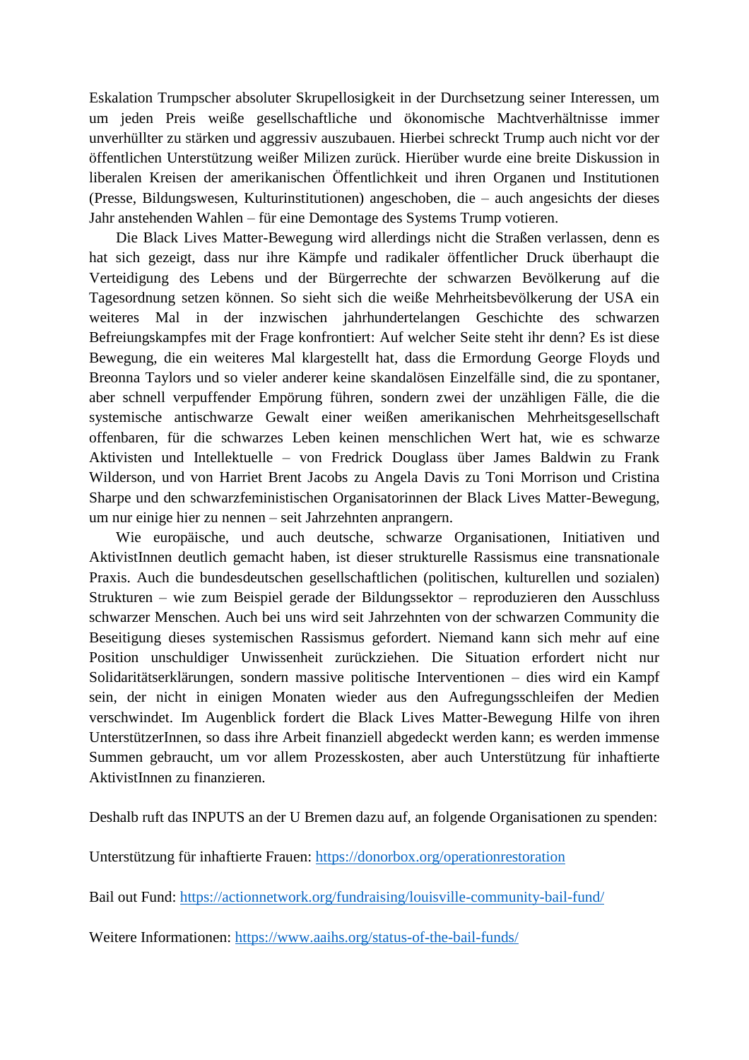Eskalation Trumpscher absoluter Skrupellosigkeit in der Durchsetzung seiner Interessen, um um jeden Preis weiße gesellschaftliche und ökonomische Machtverhältnisse immer unverhüllter zu stärken und aggressiv auszubauen. Hierbei schreckt Trump auch nicht vor der öffentlichen Unterstützung weißer Milizen zurück. Hierüber wurde eine breite Diskussion in liberalen Kreisen der amerikanischen Öffentlichkeit und ihren Organen und Institutionen (Presse, Bildungswesen, Kulturinstitutionen) angeschoben, die – auch angesichts der dieses Jahr anstehenden Wahlen – für eine Demontage des Systems Trump votieren.

Die Black Lives Matter-Bewegung wird allerdings nicht die Straßen verlassen, denn es hat sich gezeigt, dass nur ihre Kämpfe und radikaler öffentlicher Druck überhaupt die Verteidigung des Lebens und der Bürgerrechte der schwarzen Bevölkerung auf die Tagesordnung setzen können. So sieht sich die weiße Mehrheitsbevölkerung der USA ein weiteres Mal in der inzwischen jahrhundertelangen Geschichte des schwarzen Befreiungskampfes mit der Frage konfrontiert: Auf welcher Seite steht ihr denn? Es ist diese Bewegung, die ein weiteres Mal klargestellt hat, dass die Ermordung George Floyds und Breonna Taylors und so vieler anderer keine skandalösen Einzelfälle sind, die zu spontaner, aber schnell verpuffender Empörung führen, sondern zwei der unzähligen Fälle, die die systemische antischwarze Gewalt einer weißen amerikanischen Mehrheitsgesellschaft offenbaren, für die schwarzes Leben keinen menschlichen Wert hat, wie es schwarze Aktivisten und Intellektuelle – von Fredrick Douglass über James Baldwin zu Frank Wilderson, und von Harriet Brent Jacobs zu Angela Davis zu Toni Morrison und Cristina Sharpe und den schwarzfeministischen Organisatorinnen der Black Lives Matter-Bewegung, um nur einige hier zu nennen – seit Jahrzehnten anprangern.

Wie europäische, und auch deutsche, schwarze Organisationen, Initiativen und AktivistInnen deutlich gemacht haben, ist dieser strukturelle Rassismus eine transnationale Praxis. Auch die bundesdeutschen gesellschaftlichen (politischen, kulturellen und sozialen) Strukturen – wie zum Beispiel gerade der Bildungssektor – reproduzieren den Ausschluss schwarzer Menschen. Auch bei uns wird seit Jahrzehnten von der schwarzen Community die Beseitigung dieses systemischen Rassismus gefordert. Niemand kann sich mehr auf eine Position unschuldiger Unwissenheit zurückziehen. Die Situation erfordert nicht nur Solidaritätserklärungen, sondern massive politische Interventionen – dies wird ein Kampf sein, der nicht in einigen Monaten wieder aus den Aufregungsschleifen der Medien verschwindet. Im Augenblick fordert die Black Lives Matter-Bewegung Hilfe von ihren UnterstützerInnen, so dass ihre Arbeit finanziell abgedeckt werden kann; es werden immense Summen gebraucht, um vor allem Prozesskosten, aber auch Unterstützung für inhaftierte AktivistInnen zu finanzieren.

Deshalb ruft das INPUTS an der U Bremen dazu auf, an folgende Organisationen zu spenden:

Unterstützung für inhaftierte Frauen: https://donorbox.org/operationrestoration

Bail out Fund: https://actionnetwork.org/fundraising/louisville-community-bail-fund/

Weitere Informationen: https://www.aaihs.org/status-of-the-bail-funds/